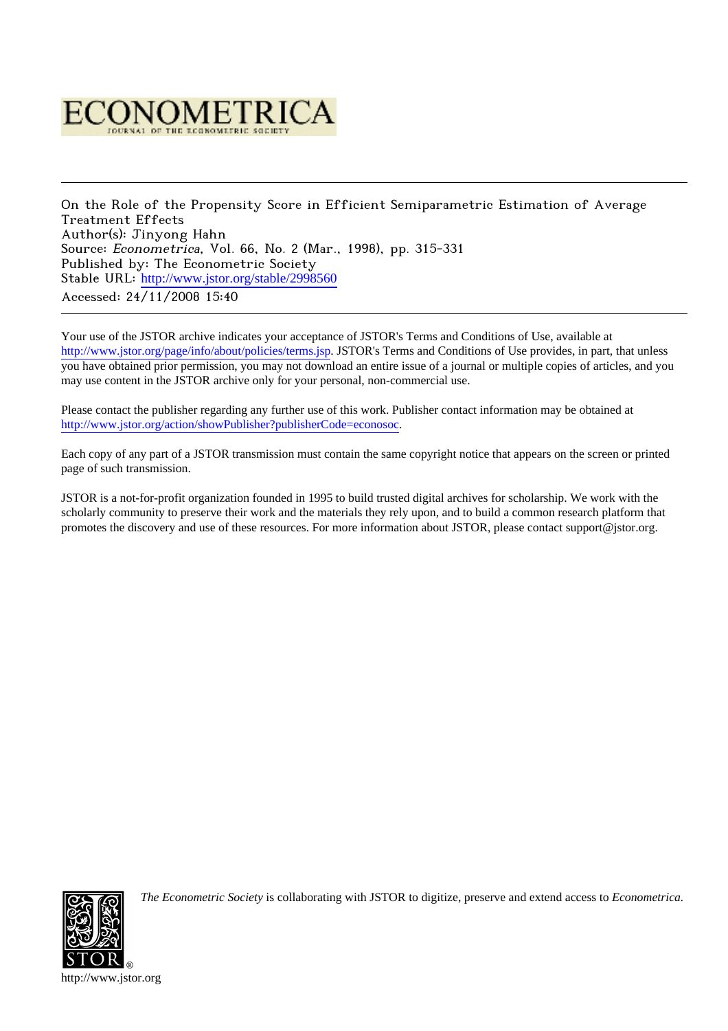# ECONOMETRICA

JOURNAL OF THE ECONOMETRIC SOCIETY

---

On the Role of the Propensity Score in Efficient Semiparametric Estimation of Average Treatment Effects

Author(s): Jinyong Hahn

Source: *Econometrica*, Vol. 66, No. 2 (Mar., 1998), pp. 315-331

Published by: The Econometric Society

Stable URL: http://www.jstor.org/stable/2998560

Accessed: 24/11/2008 15:40

---

Your use of the JSTOR archive indicates your acceptance of JSTOR's Terms and Conditions of Use, available at http://www.jstor.org/page/info/about/policies/terms.jsp. JSTOR's Terms and Conditions of Use provides, in part, that unless you have obtained prior permission, you may not download an entire issue of a journal or multiple copies of articles, and you may use content in the JSTOR archive only for your personal, non-commercial use.

Please contact the publisher regarding any further use of this work. Publisher contact information may be obtained at http://www.jstor.org/action/showPublisher?publisherCode=econosoc.

Each copy of any part of a JSTOR transmission must contain the same copyright notice that appears on the screen or printed page of such transmission.

JSTOR is a not-for-profit organization founded in 1995 to build trusted digital archives for scholarship. We work with the scholarly community to preserve their work and the materials they rely upon, and to build a common research platform that promotes the discovery and use of these resources. For more information about JSTOR, please contact support@jstor.org.

*The Econometric Society* is collaborating with JSTOR to digitize, preserve and extend access to *Econometrica*.

http://www.jstor.org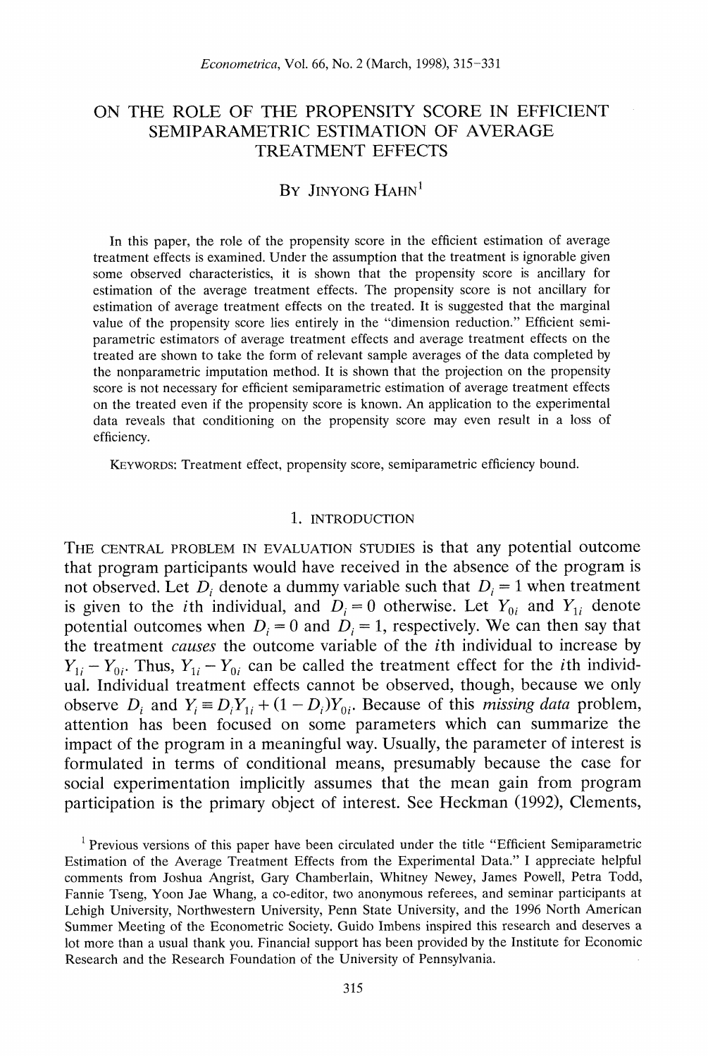# ON THE ROLE OF THE PROPENSITY SCORE IN EFFICIENT SEMIPARAMETRIC ESTIMATION OF AVERAGE TREATMENT EFFECTS

BY JINYONG HAHN[1]

In this paper, the role of the propensity score in the efficient estimation of average treatment effects is examined. Under the assumption that the treatment is ignorable given some observed characteristics, it is shown that the propensity score is ancillary for estimation of the average treatment effects. The propensity score is not ancillary for estimation of average treatment effects on the treated. It is suggested that the marginal value of the propensity score lies entirely in the "dimension reduction." Efficient semiparametric estimators of average treatment effects and average treatment effects on the treated are shown to take the form of relevant sample averages of the data completed by the nonparametric imputation method. It is shown that the projection on the propensity score is not necessary for efficient semiparametric estimation of average treatment effects on the treated even if the propensity score is known. An application to the experimental data reveals that conditioning on the propensity score may even result in a loss of efficiency.

KEYWORDS: Treatment effect, propensity score, semiparametric efficiency bound.

## 1. INTRODUCTION

THE CENTRAL PROBLEM IN EVALUATION STUDIES is that any potential outcome that program participants would have received in the absence of the program is not observed. Let $D_i$ denote a dummy variable such that $D_i = 1$ when treatment is given to the $i$th individual, and $D_i = 0$ otherwise. Let $Y_{0i}$ and $Y_{1i}$ denote potential outcomes when $D_i = 0$ and $D_i = 1$, respectively. We can then say that the treatment *causes* the outcome variable of the $i$th individual to increase by $Y_{1i} - Y_{0i}$. Thus, $Y_{1i} - Y_{0i}$ can be called the treatment effect for the $i$th individual. Individual treatment effects cannot be observed, though, because we only observe $D_i$ and $Y_i \equiv D_i Y_{1i} + (1 - D_i) Y_{0i}$. Because of this *missing data* problem, attention has been focused on some parameters which can summarize the impact of the program in a meaningful way. Usually, the parameter of interest is formulated in terms of conditional means, presumably because the case for social experimentation implicitly assumes that the mean gain from program participation is the primary object of interest. See Heckman (1992), Clements,

[1] Previous versions of this paper have been circulated under the title "Efficient Semiparametric Estimation of the Average Treatment Effects from the Experimental Data." I appreciate helpful comments from Joshua Angrist, Gary Chamberlain, Whitney Newey, James Powell, Petra Todd, Fannie Tseng, Yoon Jae Whang, a co-editor, two anonymous referees, and seminar participants at Lehigh University, Northwestern University, Penn State University, and the 1996 North American Summer Meeting of the Econometric Society. Guido Imbens inspired this research and deserves a lot more than a usual thank you. Financial support has been provided by the Institute for Economic Research and the Research Foundation of the University of Pennsylvania.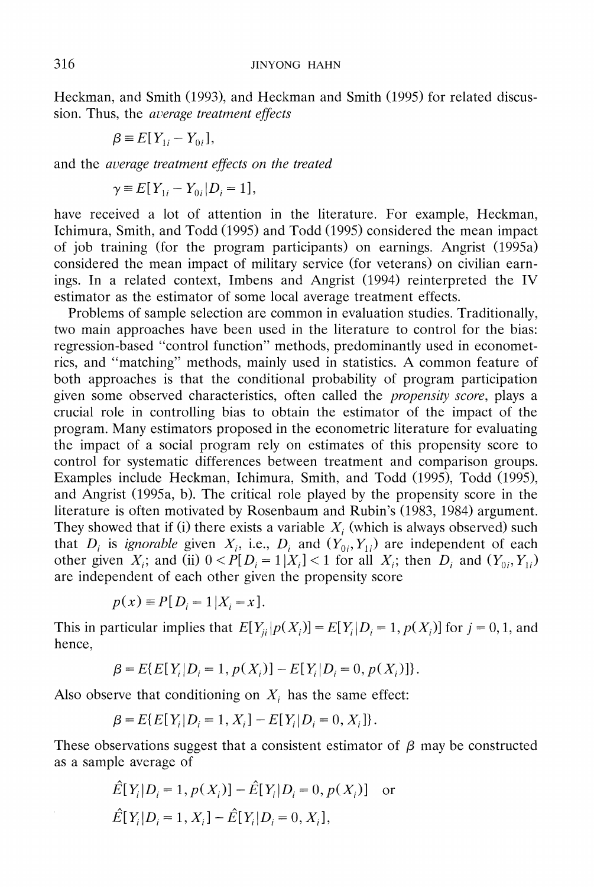Heckman, and Smith (1993), and Heckman and Smith (1995) for related discussion. Thus, the *average treatment effects*

$$\beta \equiv E[Y_{1i} - Y_{0i}],$$

and the *average treatment effects on the treated*

$$\gamma \equiv E[Y_{1i} - Y_{0i} | D_i = 1],$$

have received a lot of attention in the literature. For example, Heckman, Ichimura, Smith, and Todd (1995) and Todd (1995) considered the mean impact of job training (for the program participants) on earnings. Angrist (1995a) considered the mean impact of military service (for veterans) on civilian earnings. In a related context, Imbens and Angrist (1994) reinterpreted the IV estimator as the estimator of some local average treatment effects.

Problems of sample selection are common in evaluation studies. Traditionally, two main approaches have been used in the literature to control for the bias: regression-based "control function" methods, predominantly used in econometrics, and "matching" methods, mainly used in statistics. A common feature of both approaches is that the conditional probability of program participation given some observed characteristics, often called the *propensity score*, plays a crucial role in controlling bias to obtain the estimator of the impact of the program. Many estimators proposed in the econometric literature for evaluating the impact of a social program rely on estimates of this propensity score to control for systematic differences between treatment and comparison groups. Examples include Heckman, Ichimura, Smith, and Todd (1995), Todd (1995), and Angrist (1995a, b). The critical role played by the propensity score in the literature is often motivated by Rosenbaum and Rubin's (1983, 1984) argument. They showed that if (i) there exists a variable $X_i$ (which is always observed) such that $D_i$ is *ignorable* given $X_i$, i.e., $D_i$ and $(Y_{0i}, Y_{1i})$ are independent of each other given $X_i$; and (ii) $0 < P[D_i = 1 | X_i] < 1$ for all $X_i$; then $D_i$ and $(Y_{0i}, Y_{1i})$ are independent of each other given the propensity score

$$p(x) \equiv P[D_i = 1 | X_i = x].$$

This in particular implies that $E[Y_{ji} | p(X_i)] = E[Y_i | D_i = 1, p(X_i)]$ for $j = 0, 1$, and hence,

$$\beta = E\{E[Y_i | D_i = 1, p(X_i)] - E[Y_i | D_i = 0, p(X_i)]\}.$$

Also observe that conditioning on $X_i$ has the same effect:

$$\beta = E\{E[Y_i | D_i = 1, X_i] - E[Y_i | D_i = 0, X_i]\}.$$

These observations suggest that a consistent estimator of $\beta$ may be constructed as a sample average of

$$\hat{E}[Y_i | D_i = 1, p(X_i)] - \hat{E}[Y_i | D_i = 0, p(X_i)] \quad \text{or}$$

$$\hat{E}[Y_i | D_i = 1, X_i] - \hat{E}[Y_i | D_i = 0, X_i],$$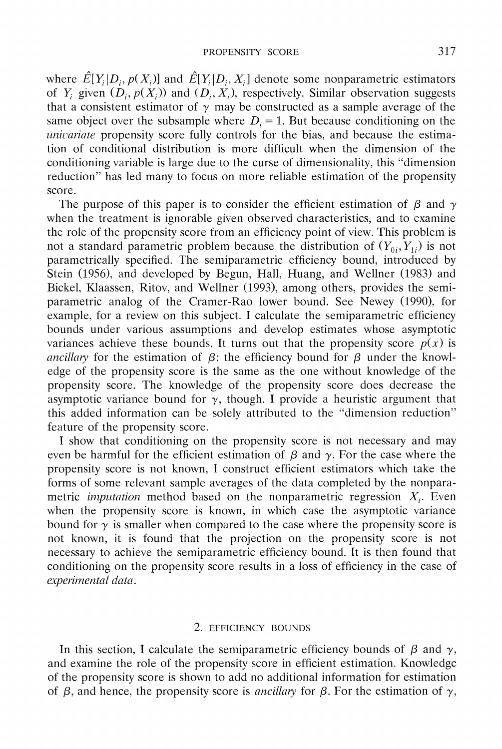where $\hat{E}[Y_i|D_i, p(X_i)]$ and $\hat{E}[Y_i|D_i, X_i]$ denote some nonparametric estimators of $Y_i$ given $(D_i, p(X_i))$ and $(D_i, X_i)$, respectively. Similar observation suggests that a consistent estimator of $\gamma$ may be constructed as a sample average of the same object over the subsample where $D_i = 1$. But because conditioning on the *univariate* propensity score fully controls for the bias, and because the estimation of conditional distribution is more difficult when the dimension of the conditioning variable is large due to the curse of dimensionality, this "dimension reduction" has led many to focus on more reliable estimation of the propensity score.

The purpose of this paper is to consider the efficient estimation of $\beta$ and $\gamma$ when the treatment is ignorable given observed characteristics, and to examine the role of the propensity score from an efficiency point of view. This problem is not a standard parametric problem because the distribution of $(Y_{0i}, Y_{1i})$ is not parametrically specified. The semiparametric efficiency bound, introduced by Stein (1956), and developed by Begun, Hall, Huang, and Wellner (1983) and Bickel, Klaassen, Ritov, and Wellner (1993), among others, provides the semiparametric analog of the Cramer-Rao lower bound. See Newey (1990), for example, for a review on this subject. I calculate the semiparametric efficiency bounds under various assumptions and develop estimates whose asymptotic variances achieve these bounds. It turns out that the propensity score $p(x)$ is *ancillary* for the estimation of $\beta$: the efficiency bound for $\beta$ under the knowledge of the propensity score is the same as the one without knowledge of the propensity score. The knowledge of the propensity score does decrease the asymptotic variance bound for $\gamma$, though. I provide a heuristic argument that this added information can be solely attributed to the "dimension reduction" feature of the propensity score.

I show that conditioning on the propensity score is not necessary and may even be harmful for the efficient estimation of $\beta$ and $\gamma$. For the case where the propensity score is not known, I construct efficient estimators which take the forms of some relevant sample averages of the data completed by the nonparametric *imputation* method based on the nonparametric regression $X_i$. Even when the propensity score is known, in which case the asymptotic variance bound for $\gamma$ is smaller when compared to the case where the propensity score is not known, it is found that the projection on the propensity score is not necessary to achieve the semiparametric efficiency bound. It is then found that conditioning on the propensity score results in a loss of efficiency in the case of *experimental data*.

## 2. EFFICIENCY BOUNDS

In this section, I calculate the semiparametric efficiency bounds of $\beta$ and $\gamma$, and examine the role of the propensity score in efficient estimation. Knowledge of the propensity score is shown to add no additional information for estimation of $\beta$, and hence, the propensity score is *ancillary* for $\beta$. For the estimation of $\gamma$,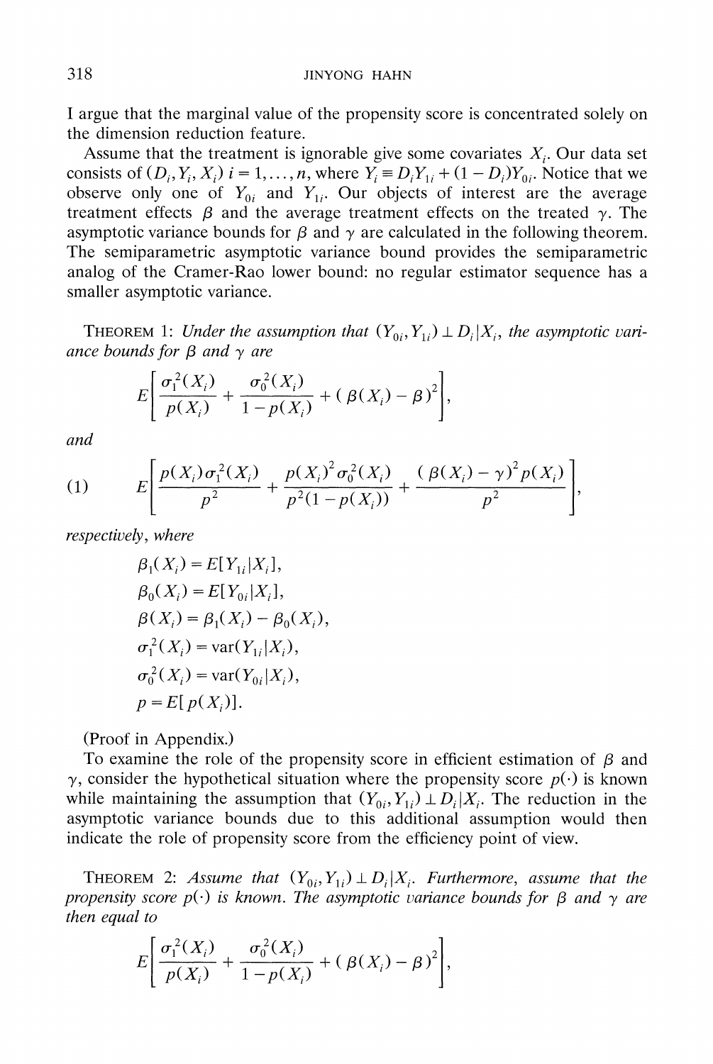I argue that the marginal value of the propensity score is concentrated solely on the dimension reduction feature.

Assume that the treatment is ignorable give some covariates $X_i$. Our data set consists of $(D_i, Y_i, X_i)$ $i = 1, \ldots, n$, where $Y_i \equiv D_i Y_{1i} + (1 - D_i) Y_{0i}$. Notice that we observe only one of $Y_{0i}$ and $Y_{1i}$. Our objects of interest are the average treatment effects $\beta$ and the average treatment effects on the treated $\gamma$. The asymptotic variance bounds for $\beta$ and $\gamma$ are calculated in the following theorem. The semiparametric asymptotic variance bound provides the semiparametric analog of the Cramer-Rao lower bound: no regular estimator sequence has a smaller asymptotic variance.

THEOREM 1: *Under the assumption that $(Y_{0i}, Y_{1i}) \perp D_i | X_i$, the asymptotic variance bounds for $\beta$ and $\gamma$ are*

$$E\left[\frac{\sigma_1^2(X_i)}{p(X_i)} + \frac{\sigma_0^2(X_i)}{1 - p(X_i)} + (\beta(X_i) - \beta)^2\right],$$

*and*

$$E\left[\frac{p(X_i)\sigma_1^2(X_i)}{p^2} + \frac{p(X_i)^2\sigma_0^2(X_i)}{p^2(1 - p(X_i))} + \frac{(\beta(X_i) - \gamma)^2 p(X_i)}{p^2}\right], \tag{1}$$

*respectively, where*

$$\beta_1(X_i) = E[Y_{1i} | X_i],$$
$$\beta_0(X_i) = E[Y_{0i} | X_i],$$
$$\beta(X_i) = \beta_1(X_i) - \beta_0(X_i),$$
$$\sigma_1^2(X_i) = \text{var}(Y_{1i} | X_i),$$
$$\sigma_0^2(X_i) = \text{var}(Y_{0i} | X_i),$$
$$p = E[p(X_i)].$$

(Proof in Appendix.)

To examine the role of the propensity score in efficient estimation of $\beta$ and $\gamma$, consider the hypothetical situation where the propensity score $p(\cdot)$ is known while maintaining the assumption that $(Y_{0i}, Y_{1i}) \perp D_i | X_i$. The reduction in the asymptotic variance bounds due to this additional assumption would then indicate the role of propensity score from the efficiency point of view.

THEOREM 2: *Assume that $(Y_{0i}, Y_{1i}) \perp D_i | X_i$. Furthermore, assume that the propensity score $p(\cdot)$ is known. The asymptotic variance bounds for $\beta$ and $\gamma$ are then equal to*

$$E\left[\frac{\sigma_1^2(X_i)}{p(X_i)} + \frac{\sigma_0^2(X_i)}{1 - p(X_i)} + (\beta(X_i) - \beta)^2\right],$$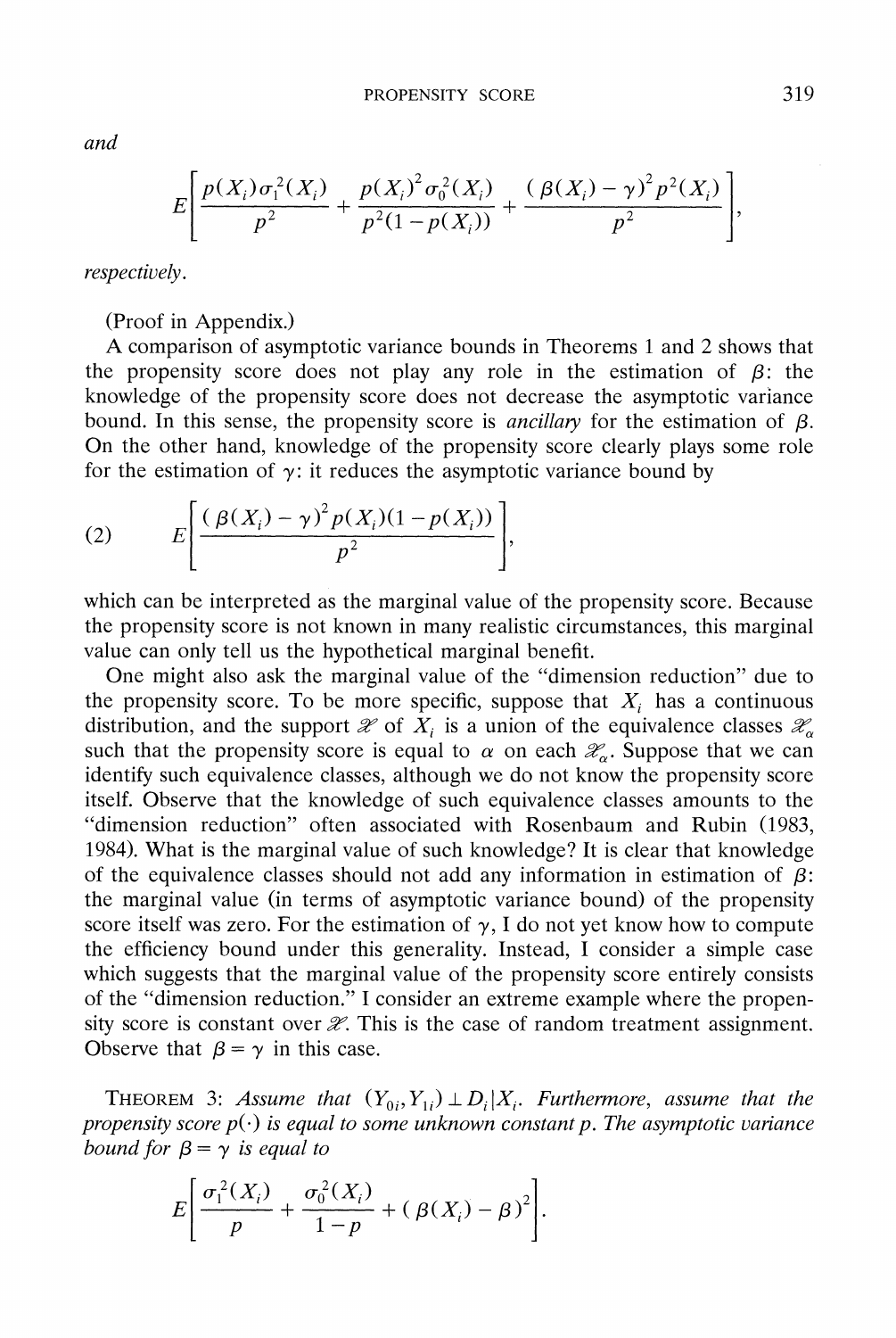*and*

$$E\left[\frac{p(X_i)\sigma_1^2(X_i)}{p^2} + \frac{p(X_i)^2\sigma_0^2(X_i)}{p^2(1-p(X_i))} + \frac{(\beta(X_i)-\gamma)^2 p^2(X_i)}{p^2}\right],$$

*respectively*.

(Proof in Appendix.)

A comparison of asymptotic variance bounds in Theorems 1 and 2 shows that the propensity score does not play any role in the estimation of $\beta$: the knowledge of the propensity score does not decrease the asymptotic variance bound. In this sense, the propensity score is *ancillary* for the estimation of $\beta$. On the other hand, knowledge of the propensity score clearly plays some role for the estimation of $\gamma$: it reduces the asymptotic variance bound by

$$E\left[\frac{(\beta(X_i)-\gamma)^2 p(X_i)(1-p(X_i))}{p^2}\right], \tag{2}$$

which can be interpreted as the marginal value of the propensity score. Because the propensity score is not known in many realistic circumstances, this marginal value can only tell us the hypothetical marginal benefit.

One might also ask the marginal value of the "dimension reduction" due to the propensity score. To be more specific, suppose that $X_i$ has a continuous distribution, and the support $\mathscr{X}$ of $X_i$ is a union of the equivalence classes $\mathscr{X}_\alpha$ such that the propensity score is equal to $\alpha$ on each $\mathscr{X}_\alpha$. Suppose that we can identify such equivalence classes, although we do not know the propensity score itself. Observe that the knowledge of such equivalence classes amounts to the "dimension reduction" often associated with Rosenbaum and Rubin (1983, 1984). What is the marginal value of such knowledge? It is clear that knowledge of the equivalence classes should not add any information in estimation of $\beta$: the marginal value (in terms of asymptotic variance bound) of the propensity score itself was zero. For the estimation of $\gamma$, I do not yet know how to compute the efficiency bound under this generality. Instead, I consider a simple case which suggests that the marginal value of the propensity score entirely consists of the "dimension reduction." I consider an extreme example where the propensity score is constant over $\mathscr{X}$. This is the case of random treatment assignment. Observe that $\beta = \gamma$ in this case.

THEOREM 3: *Assume that $(Y_{0i}, Y_{1i}) \perp D_i | X_i$. Furthermore, assume that the propensity score $p(\cdot)$ is equal to some unknown constant $p$. The asymptotic variance bound for $\beta = \gamma$ is equal to*

$$E\left[\frac{\sigma_1^2(X_i)}{p} + \frac{\sigma_0^2(X_i)}{1-p} + (\beta(X_i)-\beta)^2\right].$$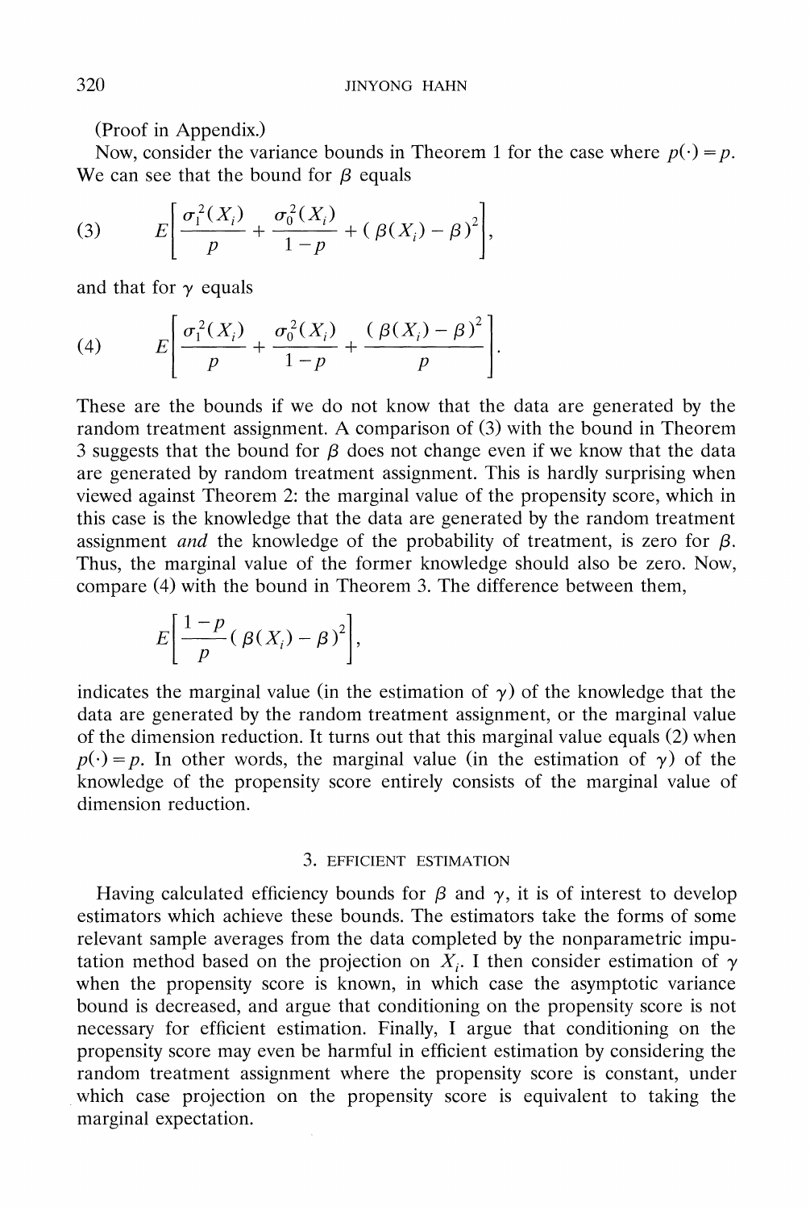(Proof in Appendix.)

Now, consider the variance bounds in Theorem 1 for the case where $p(\cdot) = p$. We can see that the bound for $\beta$ equals

$$E\left[\frac{\sigma_1^2(X_i)}{p} + \frac{\sigma_0^2(X_i)}{1-p} + (\beta(X_i) - \beta)^2\right], \tag{3}$$

and that for $\gamma$ equals

$$E\left[\frac{\sigma_1^2(X_i)}{p} + \frac{\sigma_0^2(X_i)}{1-p} + \frac{(\beta(X_i) - \beta)^2}{p}\right]. \tag{4}$$

These are the bounds if we do not know that the data are generated by the random treatment assignment. A comparison of (3) with the bound in Theorem 3 suggests that the bound for $\beta$ does not change even if we know that the data are generated by random treatment assignment. This is hardly surprising when viewed against Theorem 2: the marginal value of the propensity score, which in this case is the knowledge that the data are generated by the random treatment assignment *and* the knowledge of the probability of treatment, is zero for $\beta$. Thus, the marginal value of the former knowledge should also be zero. Now, compare (4) with the bound in Theorem 3. The difference between them,

$$E\left[\frac{1-p}{p}(\beta(X_i) - \beta)^2\right],$$

indicates the marginal value (in the estimation of $\gamma$) of the knowledge that the data are generated by the random treatment assignment, or the marginal value of the dimension reduction. It turns out that this marginal value equals (2) when $p(\cdot) = p$. In other words, the marginal value (in the estimation of $\gamma$) of the knowledge of the propensity score entirely consists of the marginal value of dimension reduction.

## 3. EFFICIENT ESTIMATION

Having calculated efficiency bounds for $\beta$ and $\gamma$, it is of interest to develop estimators which achieve these bounds. The estimators take the forms of some relevant sample averages from the data completed by the nonparametric imputation method based on the projection on $X_i$. I then consider estimation of $\gamma$ when the propensity score is known, in which case the asymptotic variance bound is decreased, and argue that conditioning on the propensity score is not necessary for efficient estimation. Finally, I argue that conditioning on the propensity score may even be harmful in efficient estimation by considering the random treatment assignment where the propensity score is constant, under which case projection on the propensity score is equivalent to taking the marginal expectation.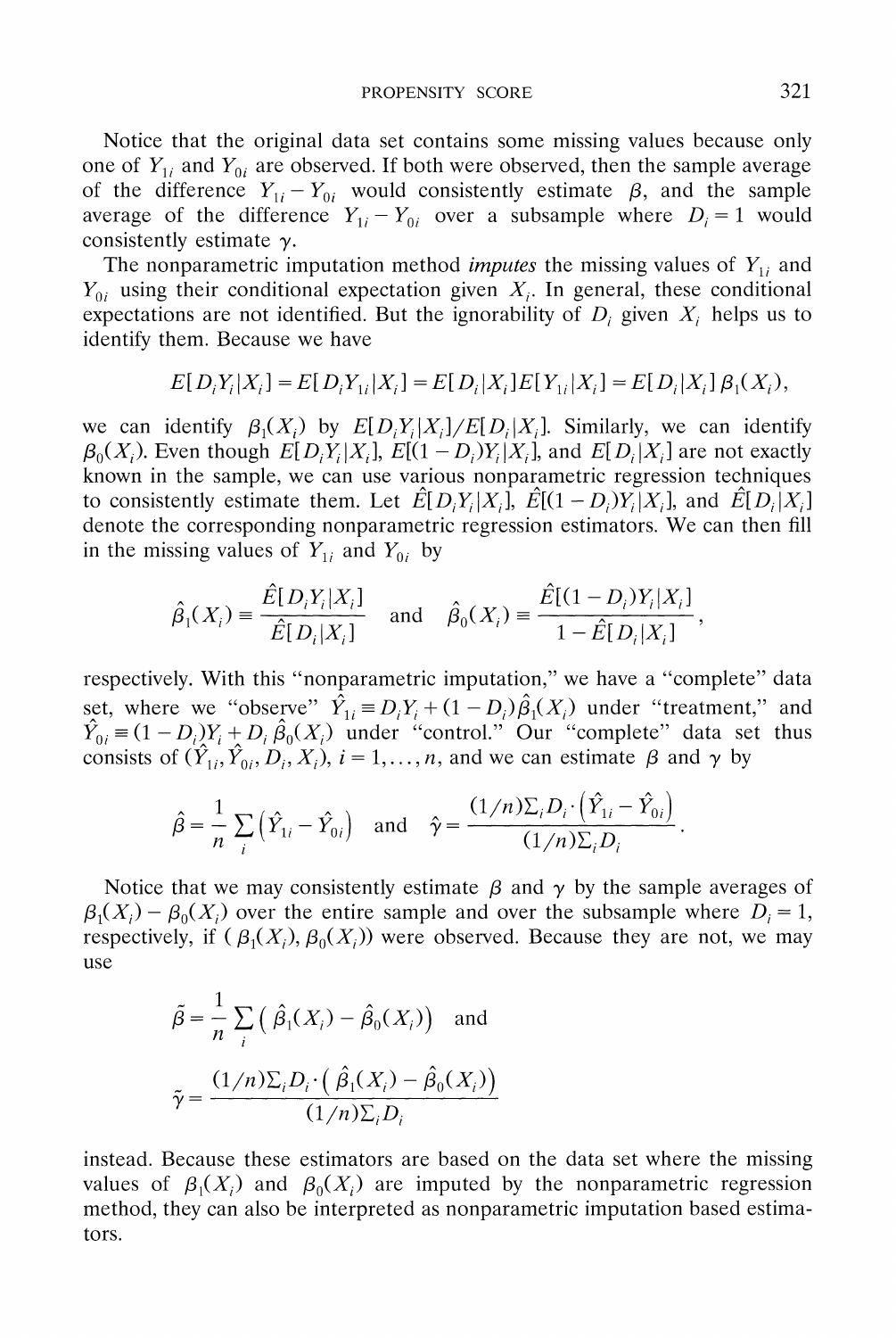Notice that the original data set contains some missing values because only one of $Y_{1i}$ and $Y_{0i}$ are observed. If both were observed, then the sample average of the difference $Y_{1i} - Y_{0i}$ would consistently estimate $\beta$, and the sample average of the difference $Y_{1i} - Y_{0i}$ over a subsample where $D_i = 1$ would consistently estimate $\gamma$.

The nonparametric imputation method *imputes* the missing values of $Y_{1i}$ and $Y_{0i}$ using their conditional expectation given $X_i$. In general, these conditional expectations are not identified. But the ignorability of $D_i$ given $X_i$ helps us to identify them. Because we have

$$E[D_i Y_i | X_i] = E[D_i Y_{1i} | X_i] = E[D_i | X_i] E[Y_{1i} | X_i] = E[D_i | X_i] \beta_1(X_i),$$

we can identify $\beta_1(X_i)$ by $E[D_i Y_i | X_i] / E[D_i | X_i]$. Similarly, we can identify $\beta_0(X_i)$. Even though $E[D_i Y_i | X_i]$, $E[(1 - D_i) Y_i | X_i]$, and $E[D_i | X_i]$ are not exactly known in the sample, we can use various nonparametric regression techniques to consistently estimate them. Let $\hat{E}[D_i Y_i | X_i]$, $\hat{E}[(1 - D_i) Y_i | X_i]$, and $\hat{E}[D_i | X_i]$ denote the corresponding nonparametric regression estimators. We can then fill in the missing values of $Y_{1i}$ and $Y_{0i}$ by

$$\hat{\beta}_1(X_i) \equiv \frac{\hat{E}[D_i Y_i | X_i]}{\hat{E}[D_i | X_i]} \quad \text{and} \quad \hat{\beta}_0(X_i) \equiv \frac{\hat{E}[(1 - D_i) Y_i | X_i]}{1 - \hat{E}[D_i | X_i]},$$

respectively. With this "nonparametric imputation," we have a "complete" data set, where we "observe" $\hat{Y}_{1i} \equiv D_i Y_i + (1 - D_i) \hat{\beta}_1(X_i)$ under "treatment," and $\hat{Y}_{0i} \equiv (1 - D_i) Y_i + D_i \hat{\beta}_0(X_i)$ under "control." Our "complete" data set thus consists of $(\hat{Y}_{1i}, \hat{Y}_{0i}, D_i, X_i)$, $i = 1, \ldots, n$, and we can estimate $\beta$ and $\gamma$ by

$$\hat{\beta} = \frac{1}{n} \sum_i \left( \hat{Y}_{1i} - \hat{Y}_{0i} \right) \quad \text{and} \quad \hat{\gamma} = \frac{(1/n) \Sigma_i D_i \cdot \left( \hat{Y}_{1i} - \hat{Y}_{0i} \right)}{(1/n) \Sigma_i D_i}.$$

Notice that we may consistently estimate $\beta$ and $\gamma$ by the sample averages of $\beta_1(X_i) - \beta_0(X_i)$ over the entire sample and over the subsample where $D_i = 1$, respectively, if $(\beta_1(X_i), \beta_0(X_i))$ were observed. Because they are not, we may use

$$\tilde{\beta} = \frac{1}{n} \sum_i \left( \hat{\beta}_1(X_i) - \hat{\beta}_0(X_i) \right) \quad \text{and}$$

$$\tilde{\gamma} = \frac{(1/n) \Sigma_i D_i \cdot \left( \hat{\beta}_1(X_i) - \hat{\beta}_0(X_i) \right)}{(1/n) \Sigma_i D_i}$$

instead. Because these estimators are based on the data set where the missing values of $\beta_1(X_i)$ and $\beta_0(X_i)$ are imputed by the nonparametric regression method, they can also be interpreted as nonparametric imputation based estimators.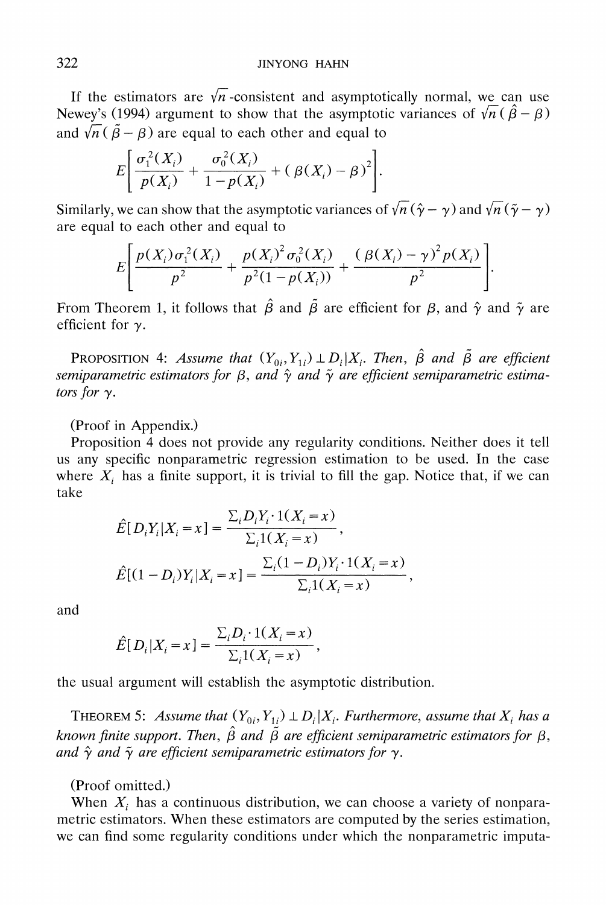If the estimators are $\sqrt{n}$-consistent and asymptotically normal, we can use Newey's (1994) argument to show that the asymptotic variances of $\sqrt{n}(\hat{\beta}-\beta)$ and $\sqrt{n}(\tilde{\beta}-\beta)$ are equal to each other and equal to

$$E\left[\frac{\sigma_1^2(X_i)}{p(X_i)}+\frac{\sigma_0^2(X_i)}{1-p(X_i)}+(\beta(X_i)-\beta)^2\right].$$

Similarly, we can show that the asymptotic variances of $\sqrt{n}(\hat{\gamma}-\gamma)$ and $\sqrt{n}(\tilde{\gamma}-\gamma)$ are equal to each other and equal to

$$E\left[\frac{p(X_i)\sigma_1^2(X_i)}{p^2}+\frac{p(X_i)^2\sigma_0^2(X_i)}{p^2(1-p(X_i))}+\frac{(\beta(X_i)-\gamma)^2 p(X_i)}{p^2}\right].$$

From Theorem 1, it follows that $\hat{\beta}$ and $\tilde{\beta}$ are efficient for $\beta$, and $\hat{\gamma}$ and $\tilde{\gamma}$ are efficient for $\gamma$.

PROPOSITION 4: *Assume that $(Y_{0i}, Y_{1i}) \perp D_i | X_i$. Then, $\hat{\beta}$ and $\tilde{\beta}$ are efficient semiparametric estimators for $\beta$, and $\hat{\gamma}$ and $\tilde{\gamma}$ are efficient semiparametric estimators for $\gamma$.*

(Proof in Appendix.)

Proposition 4 does not provide any regularity conditions. Neither does it tell us any specific nonparametric regression estimation to be used. In the case where $X_i$ has a finite support, it is trivial to fill the gap. Notice that, if we can take

$$\hat{E}[D_i Y_i | X_i = x] = \frac{\Sigma_i D_i Y_i \cdot 1(X_i = x)}{\Sigma_i 1(X_i = x)},$$

$$\hat{E}[(1-D_i)Y_i | X_i = x] = \frac{\Sigma_i (1-D_i) Y_i \cdot 1(X_i = x)}{\Sigma_i 1(X_i = x)},$$

and

$$\hat{E}[D_i | X_i = x] = \frac{\Sigma_i D_i \cdot 1(X_i = x)}{\Sigma_i 1(X_i = x)},$$

the usual argument will establish the asymptotic distribution.

THEOREM 5: *Assume that $(Y_{0i}, Y_{1i}) \perp D_i | X_i$. Furthermore, assume that $X_i$ has a known finite support. Then, $\hat{\beta}$ and $\tilde{\beta}$ are efficient semiparametric estimators for $\beta$, and $\hat{\gamma}$ and $\tilde{\gamma}$ are efficient semiparametric estimators for $\gamma$.*

(Proof omitted.)

When $X_i$ has a continuous distribution, we can choose a variety of nonparametric estimators. When these estimators are computed by the series estimation, we can find some regularity conditions under which the nonparametric imputa-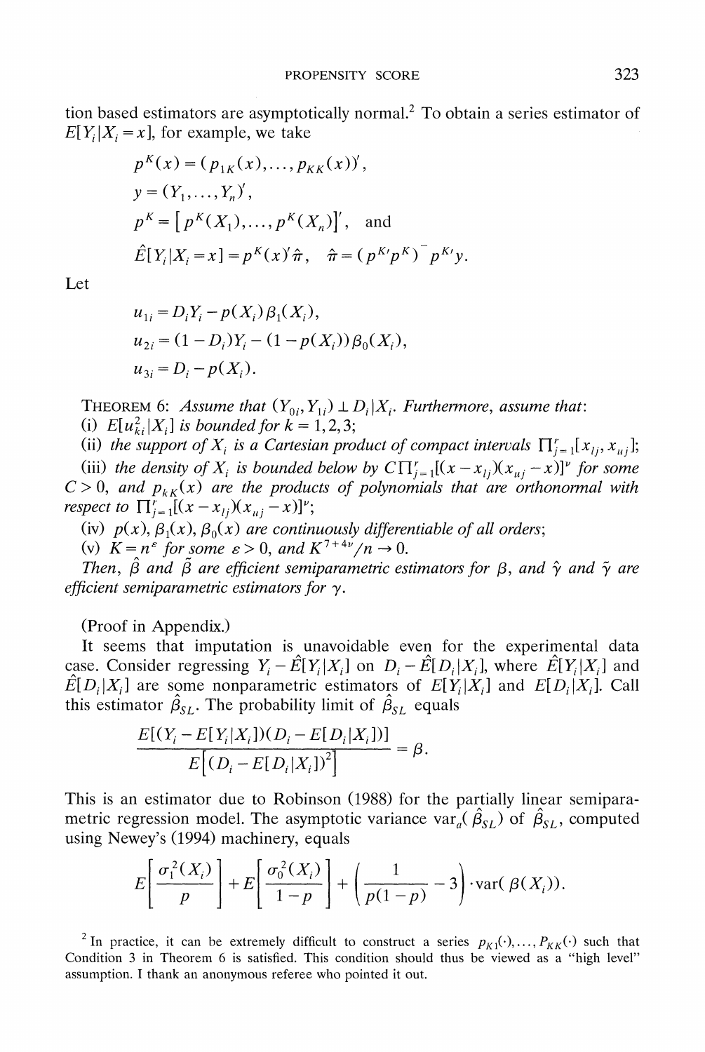tion based estimators are asymptotically normal.[2] To obtain a series estimator of $E[Y_i|X_i = x]$, for example, we take

$$p^K(x) = (p_{1K}(x), \ldots, p_{KK}(x))',$$
$$y = (Y_1, \ldots, Y_n)',$$
$$p^K = \left[p^K(X_1), \ldots, p^K(X_n)\right]', \quad \text{and}$$
$$\hat{E}[Y_i|X_i = x] = p^K(x)'\hat{\pi}, \quad \hat{\pi} = (p^{K\prime}p^K)^{-}p^{K\prime}y.$$

Let

$$u_{1i} = D_i Y_i - p(X_i)\beta_1(X_i),$$
$$u_{2i} = (1 - D_i)Y_i - (1 - p(X_i))\beta_0(X_i),$$
$$u_{3i} = D_i - p(X_i).$$

THEOREM 6: *Assume that* $(Y_{0i}, Y_{1i}) \perp D_i | X_i$. *Furthermore, assume that*:

(i) $E[u_{ki}^2|X_i]$ *is bounded for* $k = 1, 2, 3$;

(ii) *the support of* $X_i$ *is a Cartesian product of compact intervals* $\prod_{j=1}^{r}[x_{lj}, x_{uj}]$;

(iii) *the density of* $X_i$ *is bounded below by* $C\prod_{j=1}^{r}[(x - x_{lj})(x_{uj} - x)]^{\nu}$ *for some* $C > 0$, *and* $p_{kK}(x)$ *are the products of polynomials that are orthonormal with respect to* $\prod_{j=1}^{r}[(x - x_{lj})(x_{uj} - x)]^{\nu}$;

(iv) $p(x)$, $\beta_1(x)$, $\beta_0(x)$ *are continuously differentiable of all orders*;

(v) $K = n^{\varepsilon}$ *for some* $\varepsilon > 0$, *and* $K^{7+4\nu}/n \to 0$.

*Then,* $\hat{\beta}$ *and* $\tilde{\beta}$ *are efficient semiparametric estimators for* $\beta$, *and* $\hat{\gamma}$ *and* $\tilde{\gamma}$ *are efficient semiparametric estimators for* $\gamma$.

(Proof in Appendix.)

It seems that imputation is unavoidable even for the experimental data case. Consider regressing $Y_i - \hat{E}[Y_i|X_i]$ on $D_i - \hat{E}[D_i|X_i]$, where $\hat{E}[Y_i|X_i]$ and $\hat{E}[D_i|X_i]$ are some nonparametric estimators of $E[Y_i|X_i]$ and $E[D_i|X_i]$. Call this estimator $\hat{\beta}_{SL}$. The probability limit of $\hat{\beta}_{SL}$ equals

$$\frac{E[(Y_i - E[Y_i|X_i])(D_i - E[D_i|X_i])]}{E\left[(D_i - E[D_i|X_i])^2\right]} = \beta.$$

This is an estimator due to Robinson (1988) for the partially linear semiparametric regression model. The asymptotic variance $\text{var}_a(\hat{\beta}_{SL})$ of $\hat{\beta}_{SL}$, computed using Newey's (1994) machinery, equals

$$E\left[\frac{\sigma_1^2(X_i)}{p}\right] + E\left[\frac{\sigma_0^2(X_i)}{1-p}\right] + \left(\frac{1}{p(1-p)} - 3\right) \cdot \text{var}(\beta(X_i)).$$

[2] In practice, it can be extremely difficult to construct a series $p_{K1}(\cdot), \ldots, p_{KK}(\cdot)$ such that Condition 3 in Theorem 6 is satisfied. This condition should thus be viewed as a "high level" assumption. I thank an anonymous referee who pointed it out.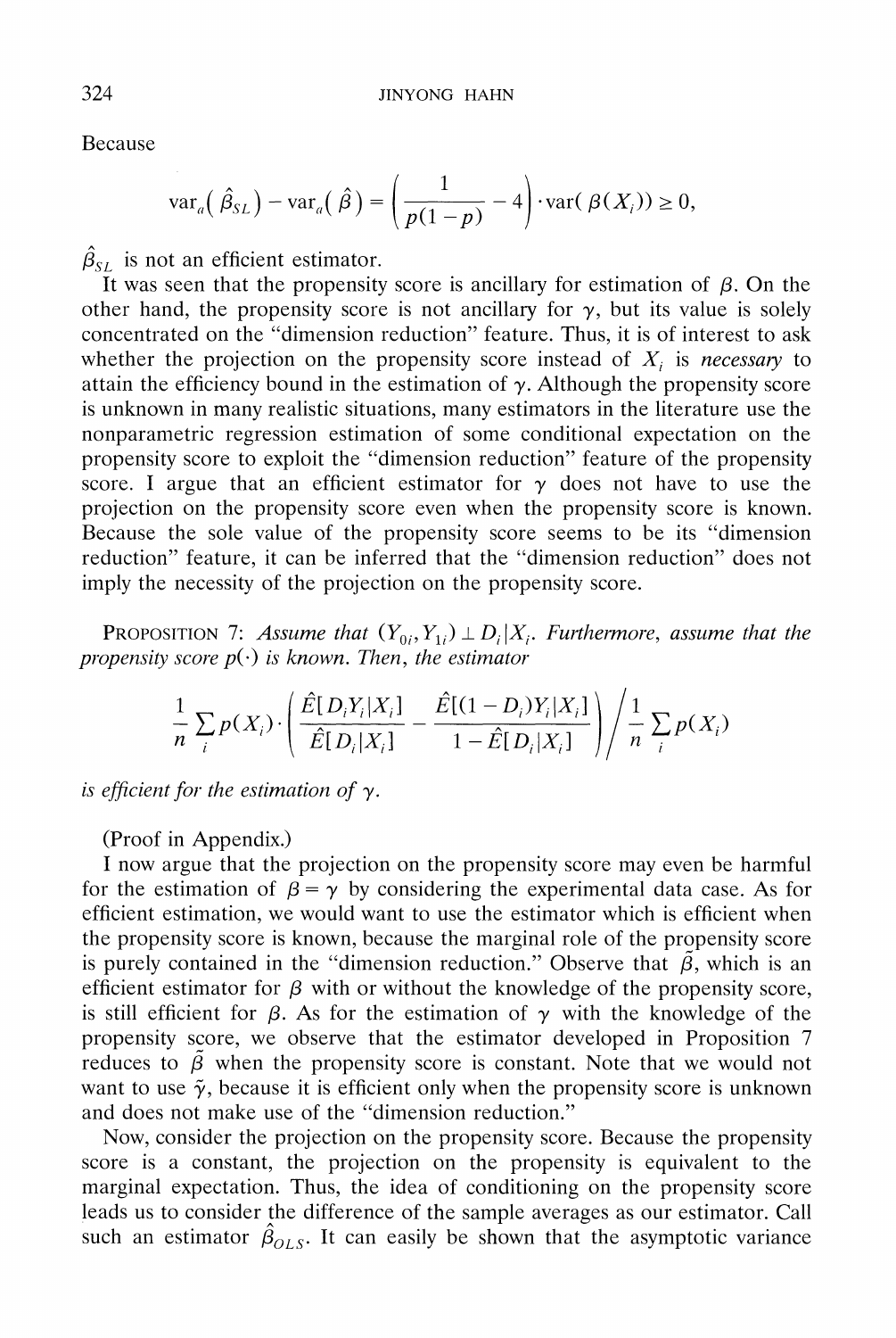Because

$$\text{var}_a(\hat{\beta}_{SL}) - \text{var}_a(\hat{\beta}) = \left(\frac{1}{p(1-p)} - 4\right) \cdot \text{var}(\beta(X_i)) \geq 0,$$

$\hat{\beta}_{SL}$ is not an efficient estimator.

It was seen that the propensity score is ancillary for estimation of $\beta$. On the other hand, the propensity score is not ancillary for $\gamma$, but its value is solely concentrated on the "dimension reduction" feature. Thus, it is of interest to ask whether the projection on the propensity score instead of $X_i$ is *necessary* to attain the efficiency bound in the estimation of $\gamma$. Although the propensity score is unknown in many realistic situations, many estimators in the literature use the nonparametric regression estimation of some conditional expectation on the propensity score to exploit the "dimension reduction" feature of the propensity score. I argue that an efficient estimator for $\gamma$ does not have to use the projection on the propensity score even when the propensity score is known. Because the sole value of the propensity score seems to be its "dimension reduction" feature, it can be inferred that the "dimension reduction" does not imply the necessity of the projection on the propensity score.

PROPOSITION 7: *Assume that $(Y_{0i}, Y_{1i}) \perp D_i | X_i$. Furthermore, assume that the propensity score $p(\cdot)$ is known. Then, the estimator*

$$\frac{1}{n}\sum_i p(X_i) \cdot \left(\frac{\hat{E}[D_i Y_i | X_i]}{\hat{E}[D_i | X_i]} - \frac{\hat{E}[(1-D_i) Y_i | X_i]}{1 - \hat{E}[D_i | X_i]}\right) \Bigg/ \frac{1}{n}\sum_i p(X_i)$$

*is efficient for the estimation of $\gamma$.*

(Proof in Appendix.)

I now argue that the projection on the propensity score may even be harmful for the estimation of $\beta = \gamma$ by considering the experimental data case. As for efficient estimation, we would want to use the estimator which is efficient when the propensity score is known, because the marginal role of the propensity score is purely contained in the "dimension reduction." Observe that $\tilde{\beta}$, which is an efficient estimator for $\beta$ with or without the knowledge of the propensity score, is still efficient for $\beta$. As for the estimation of $\gamma$ with the knowledge of the propensity score, we observe that the estimator developed in Proposition 7 reduces to $\tilde{\beta}$ when the propensity score is constant. Note that we would not want to use $\tilde{\gamma}$, because it is efficient only when the propensity score is unknown and does not make use of the "dimension reduction."

Now, consider the projection on the propensity score. Because the propensity score is a constant, the projection on the propensity is equivalent to the marginal expectation. Thus, the idea of conditioning on the propensity score leads us to consider the difference of the sample averages as our estimator. Call such an estimator $\hat{\beta}_{OLS}$. It can easily be shown that the asymptotic variance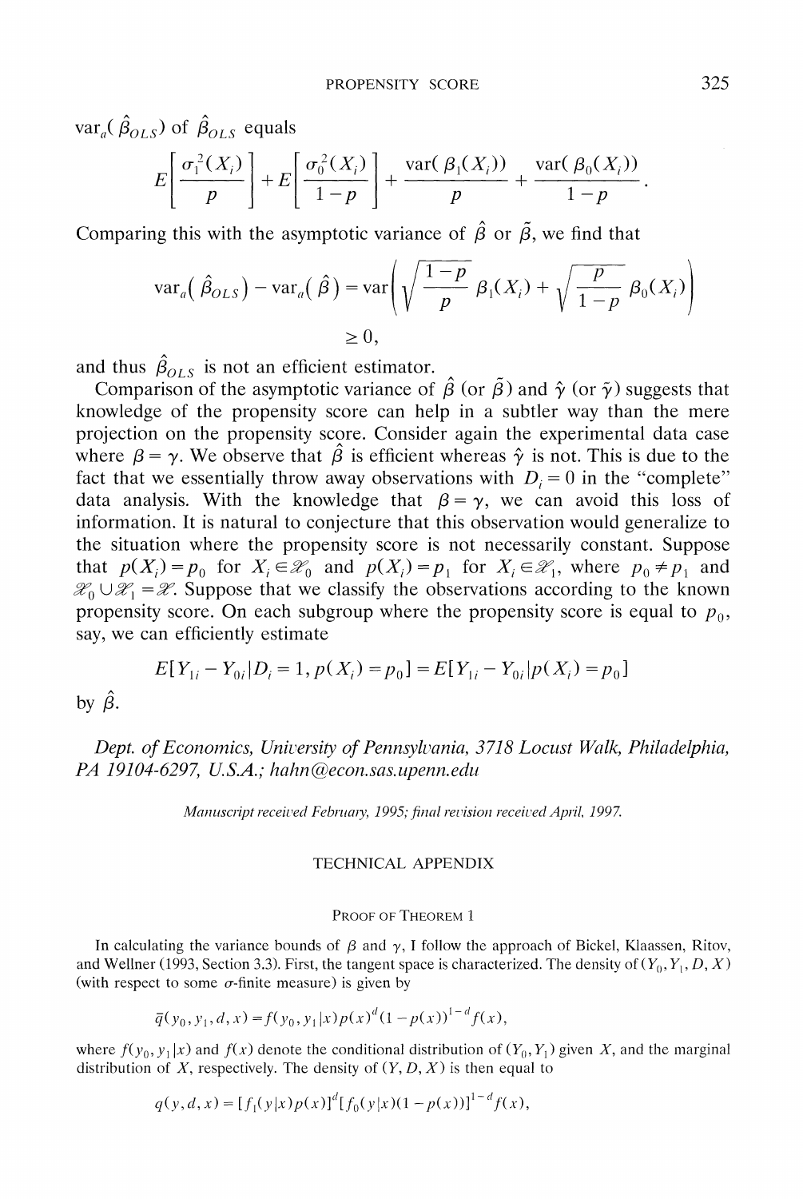$\text{var}_a(\hat{\beta}_{OLS})$ of $\hat{\beta}_{OLS}$ equals

$$E\left[\frac{\sigma_1^2(X_i)}{p}\right] + E\left[\frac{\sigma_0^2(X_i)}{1-p}\right] + \frac{\text{var}(\beta_1(X_i))}{p} + \frac{\text{var}(\beta_0(X_i))}{1-p}.$$

Comparing this with the asymptotic variance of $\hat{\beta}$ or $\tilde{\beta}$, we find that

$$\text{var}_a(\hat{\beta}_{OLS}) - \text{var}_a(\hat{\beta}) = \text{var}\left(\sqrt{\frac{1-p}{p}}\,\beta_1(X_i) + \sqrt{\frac{p}{1-p}}\,\beta_0(X_i)\right)$$

$$\geq 0,$$

and thus $\hat{\beta}_{OLS}$ is not an efficient estimator.

Comparison of the asymptotic variance of $\hat{\beta}$ (or $\tilde{\beta}$) and $\hat{\gamma}$ (or $\tilde{\gamma}$) suggests that knowledge of the propensity score can help in a subtler way than the mere projection on the propensity score. Consider again the experimental data case where $\beta = \gamma$. We observe that $\hat{\beta}$ is efficient whereas $\hat{\gamma}$ is not. This is due to the fact that we essentially throw away observations with $D_i = 0$ in the "complete" data analysis. With the knowledge that $\beta = \gamma$, we can avoid this loss of information. It is natural to conjecture that this observation would generalize to the situation where the propensity score is not necessarily constant. Suppose that $p(X_i) = p_0$ for $X_i \in \mathscr{X}_0$ and $p(X_i) = p_1$ for $X_i \in \mathscr{X}_1$, where $p_0 \neq p_1$ and $\mathscr{X}_0 \cup \mathscr{X}_1 = \mathscr{X}$. Suppose that we classify the observations according to the known propensity score. On each subgroup where the propensity score is equal to $p_0$, say, we can efficiently estimate

$$E[Y_{1i} - Y_{0i} | D_i = 1, p(X_i) = p_0] = E[Y_{1i} - Y_{0i} | p(X_i) = p_0]$$

by $\hat{\beta}$.

*Dept. of Economics, University of Pennsylvania, 3718 Locust Walk, Philadelphia, PA 19104-6297, U.S.A.; hahn@econ.sas.upenn.edu*

*Manuscript received February, 1995; final revision received April, 1997.*

## TECHNICAL APPENDIX

### PROOF OF THEOREM 1

In calculating the variance bounds of $\beta$ and $\gamma$, I follow the approach of Bickel, Klaassen, Ritov, and Wellner (1993, Section 3.3). First, the tangent space is characterized. The density of $(Y_0, Y_1, D, X)$ (with respect to some $\sigma$-finite measure) is given by

$$\bar{q}(y_0, y_1, d, x) = f(y_0, y_1 | x) p(x)^d (1 - p(x))^{1-d} f(x),$$

where $f(y_0, y_1 | x)$ and $f(x)$ denote the conditional distribution of $(Y_0, Y_1)$ given $X$, and the marginal distribution of $X$, respectively. The density of $(Y, D, X)$ is then equal to

$$q(y, d, x) = [f_1(y|x) p(x)]^d [f_0(y|x)(1 - p(x))]^{1-d} f(x),$$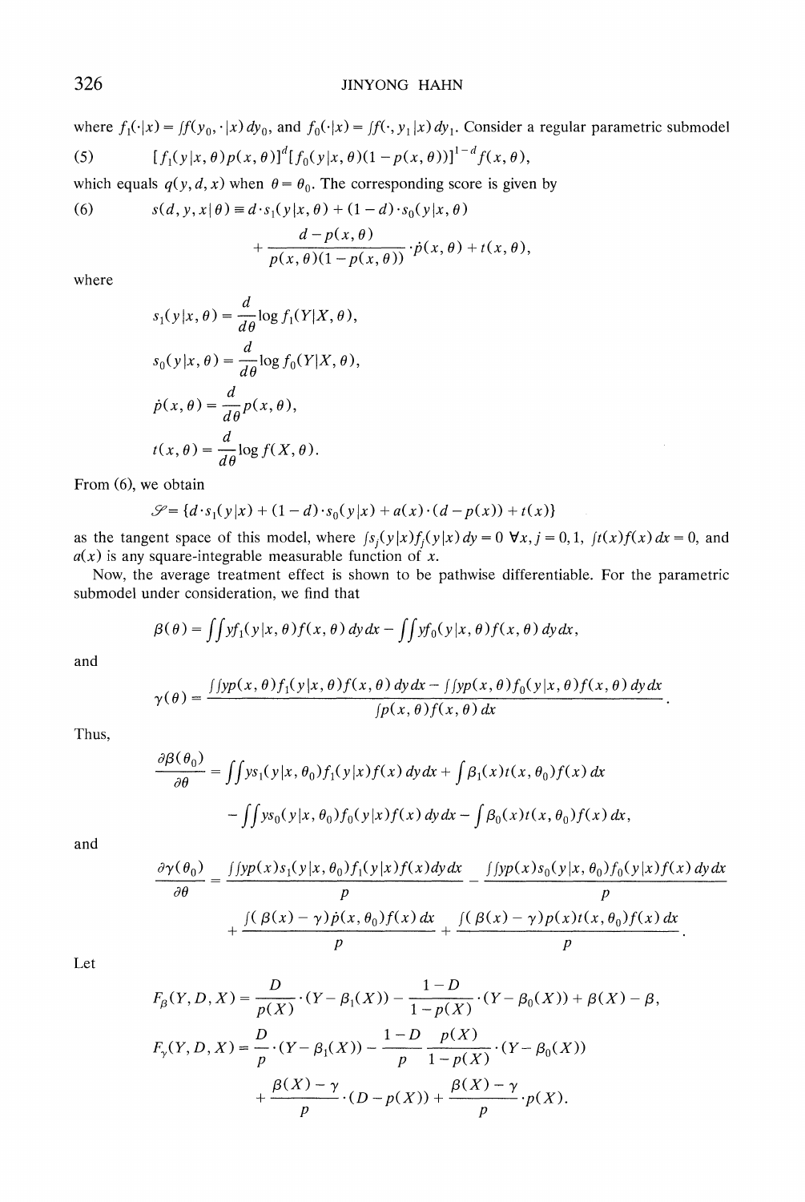where $f_1(\cdot|x) = \int f(y_0, \cdot|x)\, dy_0$, and $f_0(\cdot|x) = \int f(\cdot, y_1|x)\, dy_1$. Consider a regular parametric submodel

$$(5) \qquad [f_1(y|x,\theta)p(x,\theta)]^d [f_0(y|x,\theta)(1-p(x,\theta))]^{1-d} f(x,\theta),$$

which equals $q(y,d,x)$ when $\theta = \theta_0$. The corresponding score is given by

$$(6) \qquad s(d,y,x|\theta) \equiv d \cdot s_1(y|x,\theta) + (1-d)\cdot s_0(y|x,\theta) + \frac{d-p(x,\theta)}{p(x,\theta)(1-p(x,\theta))}\cdot \dot{p}(x,\theta) + t(x,\theta),$$

where

$$s_1(y|x,\theta) = \frac{d}{d\theta}\log f_1(Y|X,\theta),$$

$$s_0(y|x,\theta) = \frac{d}{d\theta}\log f_0(Y|X,\theta),$$

$$\dot{p}(x,\theta) = \frac{d}{d\theta}p(x,\theta),$$

$$t(x,\theta) = \frac{d}{d\theta}\log f(X,\theta).$$

From (6), we obtain

$$\mathscr{S} = \{d\cdot s_1(y|x) + (1-d)\cdot s_0(y|x) + a(x)\cdot(d-p(x)) + t(x)\}$$

as the tangent space of this model, where $\int s_j(y|x) f_j(y|x)\, dy = 0 \ \forall x, j = 0,1$, $\int t(x) f(x)\, dx = 0$, and $a(x)$ is any square-integrable measurable function of $x$.

Now, the average treatment effect is shown to be pathwise differentiable. For the parametric submodel under consideration, we find that

$$\beta(\theta) = \iint y f_1(y|x,\theta) f(x,\theta)\, dy\, dx - \iint y f_0(y|x,\theta) f(x,\theta)\, dy\, dx,$$

and

$$\gamma(\theta) = \frac{\iint y p(x,\theta) f_1(y|x,\theta) f(x,\theta)\, dy\, dx - \iint y p(x,\theta) f_0(y|x,\theta) f(x,\theta)\, dy\, dx}{\int p(x,\theta) f(x,\theta)\, dx}.$$

Thus,

$$\frac{\partial\beta(\theta_0)}{\partial\theta} = \iint y s_1(y|x,\theta_0) f_1(y|x) f(x)\, dy\, dx + \int \beta_1(x) t(x,\theta_0) f(x)\, dx - \iint y s_0(y|x,\theta_0) f_0(y|x) f(x)\, dy\, dx - \int \beta_0(x) t(x,\theta_0) f(x)\, dx,$$

and

$$\frac{\partial\gamma(\theta_0)}{\partial\theta} = \frac{\iint y p(x) s_1(y|x,\theta_0) f_1(y|x) f(x) dy dx}{p} - \frac{\iint y p(x) s_0(y|x,\theta_0) f_0(y|x) f(x)\, dy\, dx}{p} + \frac{\int(\beta(x)-\gamma)\dot{p}(x,\theta_0) f(x)\, dx}{p} + \frac{\int(\beta(x)-\gamma) p(x) t(x,\theta_0) f(x)\, dx}{p}.$$

Let

$$F_\beta(Y,D,X) = \frac{D}{p(X)}\cdot(Y-\beta_1(X)) - \frac{1-D}{1-p(X)}\cdot(Y-\beta_0(X)) + \beta(X) - \beta,$$

$$F_\gamma(Y,D,X) = \frac{D}{p}\cdot(Y-\beta_1(X)) - \frac{1-D}{p}\frac{p(X)}{1-p(X)}\cdot(Y-\beta_0(X)) + \frac{\beta(X)-\gamma}{p}\cdot(D-p(X)) + \frac{\beta(X)-\gamma}{p}\cdot p(X).$$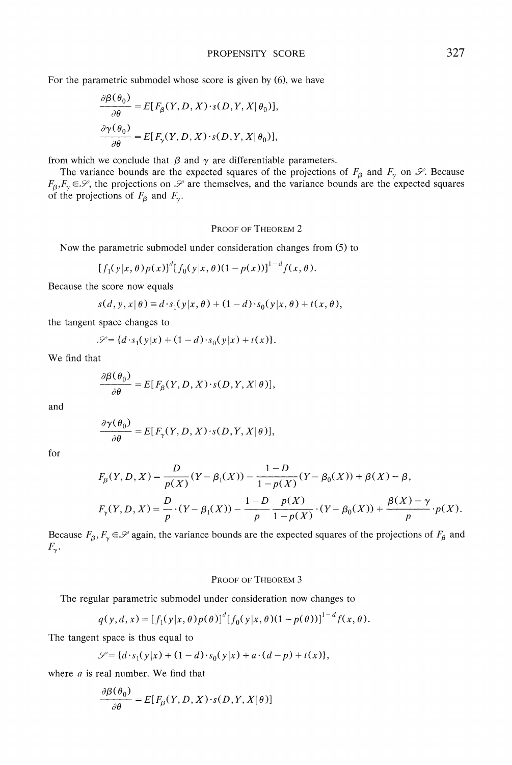For the parametric submodel whose score is given by (6), we have

$$\frac{\partial \beta(\theta_0)}{\partial \theta} = E[F_\beta(Y,D,X)\cdot s(D,Y,X|\theta_0)],$$

$$\frac{\partial \gamma(\theta_0)}{\partial \theta} = E[F_\gamma(Y,D,X)\cdot s(D,Y,X|\theta_0)],$$

from which we conclude that $\beta$ and $\gamma$ are differentiable parameters.

The variance bounds are the expected squares of the projections of $F_\beta$ and $F_\gamma$ on $\mathscr{S}$. Because $F_\beta, F_\gamma \in \mathscr{S}$, the projections on $\mathscr{S}$ are themselves, and the variance bounds are the expected squares of the projections of $F_\beta$ and $F_\gamma$.

## Proof of Theorem 2

Now the parametric submodel under consideration changes from (5) to

$$[f_1(y|x,\theta)p(x)]^d[f_0(y|x,\theta)(1-p(x))]^{1-d}f(x,\theta).$$

Because the score now equals

$$s(d,y,x|\theta) \equiv d\cdot s_1(y|x,\theta) + (1-d)\cdot s_0(y|x,\theta) + t(x,\theta),$$

the tangent space changes to

$$\mathscr{S} = \{d\cdot s_1(y|x) + (1-d)\cdot s_0(y|x) + t(x)\}.$$

We find that

$$\frac{\partial \beta(\theta_0)}{\partial \theta} = E[F_\beta(Y,D,X)\cdot s(D,Y,X|\theta)],$$

and

$$\frac{\partial \gamma(\theta_0)}{\partial \theta} = E[F_\gamma(Y,D,X)\cdot s(D,Y,X|\theta)],$$

for

$$F_\beta(Y,D,X) = \frac{D}{p(X)}(Y-\beta_1(X)) - \frac{1-D}{1-p(X)}(Y-\beta_0(X)) + \beta(X) - \beta,$$

$$F_\gamma(Y,D,X) = \frac{D}{p}\cdot(Y-\beta_1(X)) - \frac{1-D}{p}\frac{p(X)}{1-p(X)}\cdot(Y-\beta_0(X)) + \frac{\beta(X)-\gamma}{p}\cdot p(X).$$

Because $F_\beta, F_\gamma \in \mathscr{S}$ again, the variance bounds are the expected squares of the projections of $F_\beta$ and $F_\gamma$.

## Proof of Theorem 3

The regular parametric submodel under consideration now changes to

$$q(y,d,x) = [f_1(y|x,\theta)p(\theta)]^d[f_0(y|x,\theta)(1-p(\theta))]^{1-d}f(x,\theta).$$

The tangent space is thus equal to

$$\mathscr{S} = \{d\cdot s_1(y|x) + (1-d)\cdot s_0(y|x) + a\cdot(d-p) + t(x)\},$$

where $a$ is real number. We find that

$$\frac{\partial \beta(\theta_0)}{\partial \theta} = E[F_\beta(Y,D,X)\cdot s(D,Y,X|\theta)]$$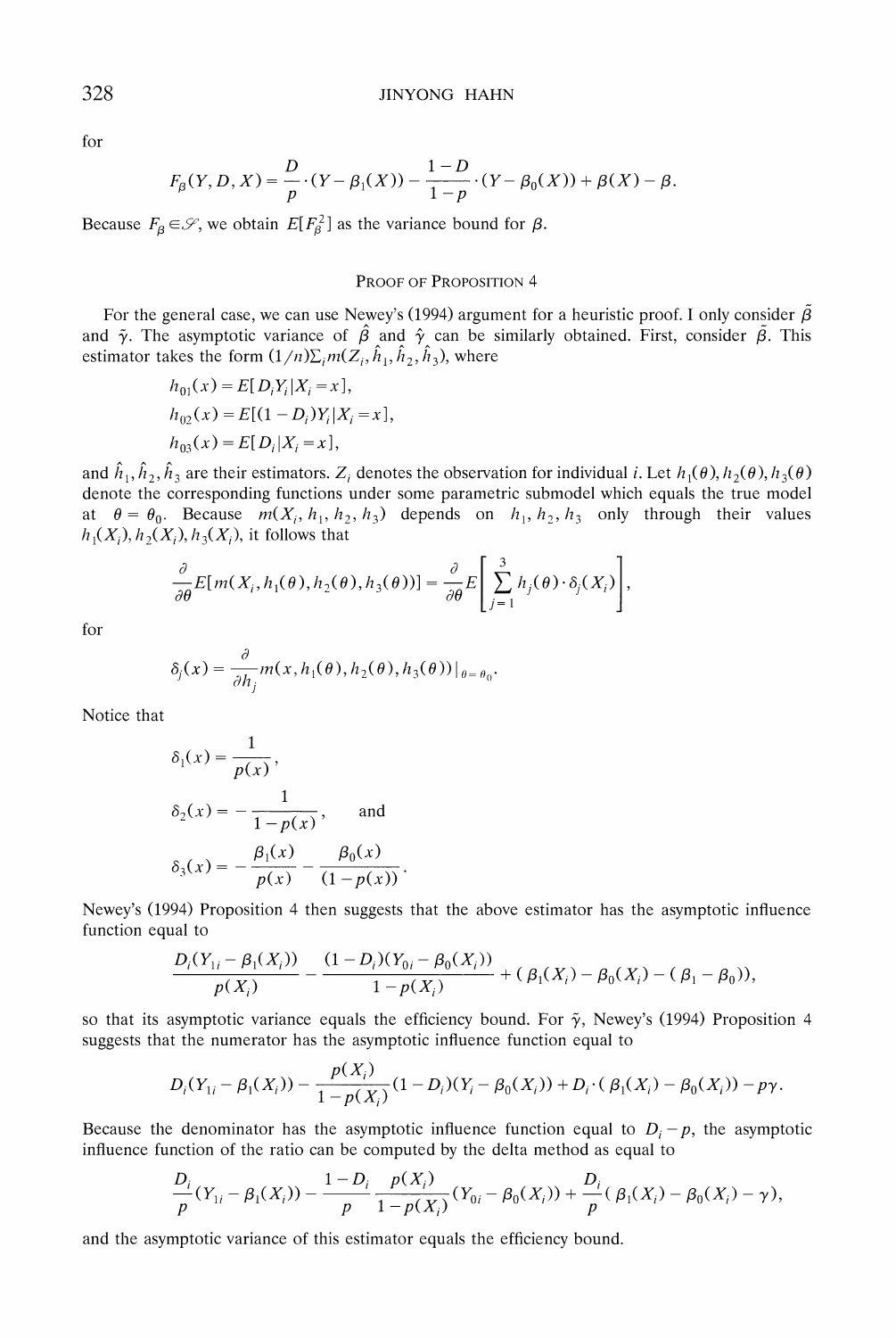for

$$F_\beta(Y, D, X) = \frac{D}{p} \cdot (Y - \beta_1(X)) - \frac{1-D}{1-p} \cdot (Y - \beta_0(X)) + \beta(X) - \beta.$$

Because $F_\beta \in \mathscr{S}$, we obtain $E[F_\beta^2]$ as the variance bound for $\beta$.

### Proof of Proposition 4

For the general case, we can use Newey's (1994) argument for a heuristic proof. I only consider $\tilde{\beta}$ and $\tilde{\gamma}$. The asymptotic variance of $\hat{\beta}$ and $\hat{\gamma}$ can be similarly obtained. First, consider $\tilde{\beta}$. This estimator takes the form $(1/n)\Sigma_i m(Z_i, \hat{h}_1, \hat{h}_2, \hat{h}_3)$, where

$$h_{01}(x) = E[D_i Y_i | X_i = x],$$

$$h_{02}(x) = E[(1 - D_i) Y_i | X_i = x],$$

$$h_{03}(x) = E[D_i | X_i = x],$$

and $\hat{h}_1, \hat{h}_2, \hat{h}_3$ are their estimators. $Z_i$ denotes the observation for individual $i$. Let $h_1(\theta), h_2(\theta), h_3(\theta)$ denote the corresponding functions under some parametric submodel which equals the true model at $\theta = \theta_0$. Because $m(X_i, h_1, h_2, h_3)$ depends on $h_1, h_2, h_3$ only through their values $h_1(X_i), h_2(X_i), h_3(X_i)$, it follows that

$$\frac{\partial}{\partial \theta} E[m(X_i, h_1(\theta), h_2(\theta), h_3(\theta))] = \frac{\partial}{\partial \theta} E\left[\sum_{j=1}^{3} h_j(\theta) \cdot \delta_j(X_i)\right],$$

for

$$\delta_j(x) = \frac{\partial}{\partial h_j} m(x, h_1(\theta), h_2(\theta), h_3(\theta))|_{\theta = \theta_0}.$$

Notice that

$$\delta_1(x) = \frac{1}{p(x)},$$

$$\delta_2(x) = -\frac{1}{1 - p(x)}, \quad \text{and}$$

$$\delta_3(x) = -\frac{\beta_1(x)}{p(x)} - \frac{\beta_0(x)}{(1 - p(x))}.$$

Newey's (1994) Proposition 4 then suggests that the above estimator has the asymptotic influence function equal to

$$\frac{D_i(Y_{1i} - \beta_1(X_i))}{p(X_i)} - \frac{(1 - D_i)(Y_{0i} - \beta_0(X_i))}{1 - p(X_i)} + (\beta_1(X_i) - \beta_0(X_i) - (\beta_1 - \beta_0)),$$

so that its asymptotic variance equals the efficiency bound. For $\tilde{\gamma}$, Newey's (1994) Proposition 4 suggests that the numerator has the asymptotic influence function equal to

$$D_i(Y_{1i} - \beta_1(X_i)) - \frac{p(X_i)}{1 - p(X_i)}(1 - D_i)(Y_i - \beta_0(X_i)) + D_i \cdot (\beta_1(X_i) - \beta_0(X_i)) - p\gamma.$$

Because the denominator has the asymptotic influence function equal to $D_i - p$, the asymptotic influence function of the ratio can be computed by the delta method as equal to

$$\frac{D_i}{p}(Y_{1i} - \beta_1(X_i)) - \frac{1 - D_i}{p} \frac{p(X_i)}{1 - p(X_i)}(Y_{0i} - \beta_0(X_i)) + \frac{D_i}{p}(\beta_1(X_i) - \beta_0(X_i) - \gamma),$$

and the asymptotic variance of this estimator equals the efficiency bound.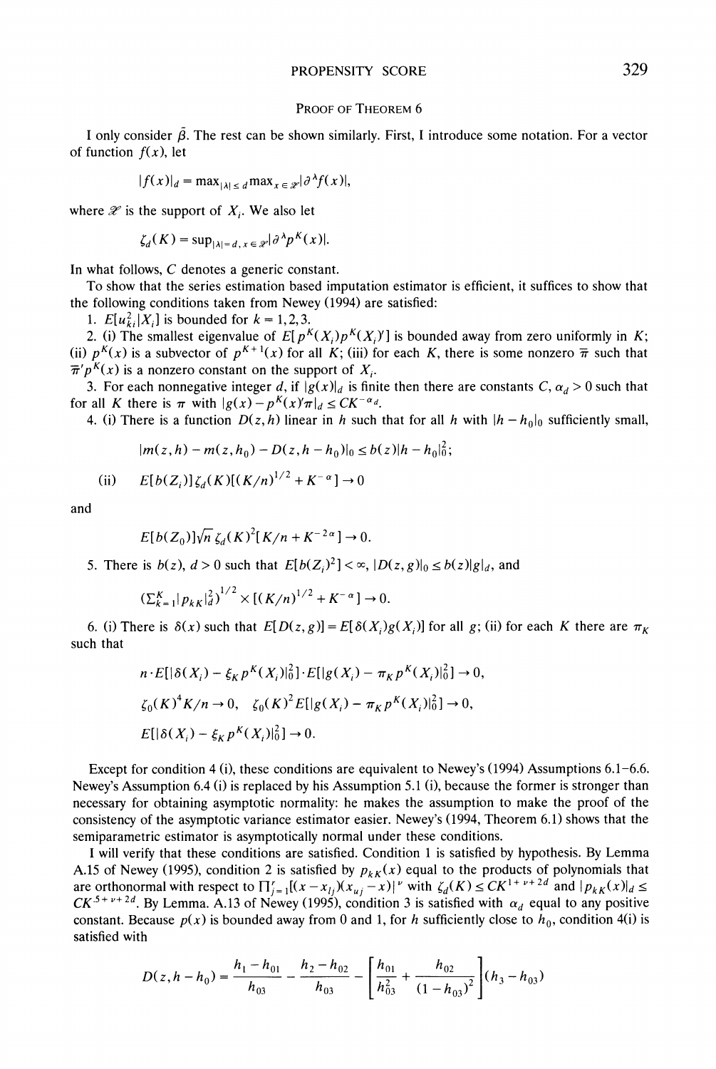## Proof of Theorem 6

I only consider $\tilde{\beta}$. The rest can be shown similarly. First, I introduce some notation. For a vector of function $f(x)$, let

$$|f(x)|_d = \max_{|\lambda| \le d} \max_{x \in \mathscr{X}} |\partial^\lambda f(x)|,$$

where $\mathscr{X}$ is the support of $X_i$. We also let

$$\zeta_d(K) = \sup_{|\lambda| = d, x \in \mathscr{X}} |\partial^\lambda p^K(x)|.$$

In what follows, $C$ denotes a generic constant.

To show that the series estimation based imputation estimator is efficient, it suffices to show that the following conditions taken from Newey (1994) are satisfied:

1. $E[u_{ki}^2 | X_i]$ is bounded for $k = 1, 2, 3$.
2. (i) The smallest eigenvalue of $E[p^K(X_i) p^K(X_i)']$ is bounded away from zero uniformly in $K$; (ii) $p^K(x)$ is a subvector of $p^{K+1}(x)$ for all $K$; (iii) for each $K$, there is some nonzero $\bar{\pi}$ such that $\bar{\pi}' p^K(x)$ is a nonzero constant on the support of $X_i$.
3. For each nonnegative integer $d$, if $|g(x)|_d$ is finite then there are constants $C, \alpha_d > 0$ such that for all $K$ there is $\pi$ with $|g(x) - p^K(x)'\pi|_d \le CK^{-\alpha_d}$.
4. (i) There is a function $D(z, h)$ linear in $h$ such that for all $h$ with $|h - h_0|_0$ sufficiently small,

$$|m(z,h) - m(z,h_0) - D(z, h - h_0)|_0 \le b(z)|h - h_0|_0^2;$$

(ii)
$$E[b(Z_i)]\zeta_d(K)[(K/n)^{1/2} + K^{-\alpha}] \to 0$$

and

$$E[b(Z_0)]\sqrt{n}\,\zeta_d(K)^2[K/n + K^{-2\alpha}] \to 0.$$

5. There is $b(z)$, $d > 0$ such that $E[b(Z_i)^2] < \infty$, $|D(z,g)|_0 \le b(z)|g|_d$, and

$$\left(\Sigma_{k=1}^K |p_{kK}|_d^2\right)^{1/2} \times [(K/n)^{1/2} + K^{-\alpha}] \to 0.$$

6. (i) There is $\delta(x)$ such that $E[D(z,g)] = E[\delta(X_i) g(X_i)]$ for all $g$; (ii) for each $K$ there are $\pi_K$ such that

$$n \cdot E[|\delta(X_i) - \xi_K p^K(X_i)|_0^2] \cdot E[|g(X_i) - \pi_K p^K(X_i)|_0^2] \to 0,$$

$$\zeta_0(K)^4 K/n \to 0, \quad \zeta_0(K)^2 E[|g(X_i) - \pi_K p^K(X_i)|_0^2] \to 0,$$

$$E[|\delta(X_i) - \xi_K p^K(X_i)|_0^2] \to 0.$$

Except for condition 4 (i), these conditions are equivalent to Newey's (1994) Assumptions 6.1–6.6. Newey's Assumption 6.4 (i) is replaced by his Assumption 5.1 (i), because the former is stronger than necessary for obtaining asymptotic normality: he makes the assumption to make the proof of the consistency of the asymptotic variance estimator easier. Newey's (1994, Theorem 6.1) shows that the semiparametric estimator is asymptotically normal under these conditions.

I will verify that these conditions are satisfied. Condition 1 is satisfied by hypothesis. By Lemma A.15 of Newey (1995), condition 2 is satisfied by $p_{kK}(x)$ equal to the products of polynomials that are orthonormal with respect to $\Pi_{j=1}^r [(x - x_{l_j})(x_{u_j} - x)]^\nu$ with $\zeta_d(K) \le CK^{1+\nu+2d}$ and $|p_{kK}(x)|_d \le CK^{.5+\nu+2d}$. By Lemma. A.13 of Newey (1995), condition 3 is satisfied with $\alpha_d$ equal to any positive constant. Because $p(x)$ is bounded away from 0 and 1, for $h$ sufficiently close to $h_0$, condition 4(i) is satisfied with

$$D(z, h - h_0) = \frac{h_1 - h_{01}}{h_{03}} - \frac{h_2 - h_{02}}{h_{03}} - \left[\frac{h_{01}}{h_{03}^2} + \frac{h_{02}}{(1 - h_{03})^2}\right](h_3 - h_{03})$$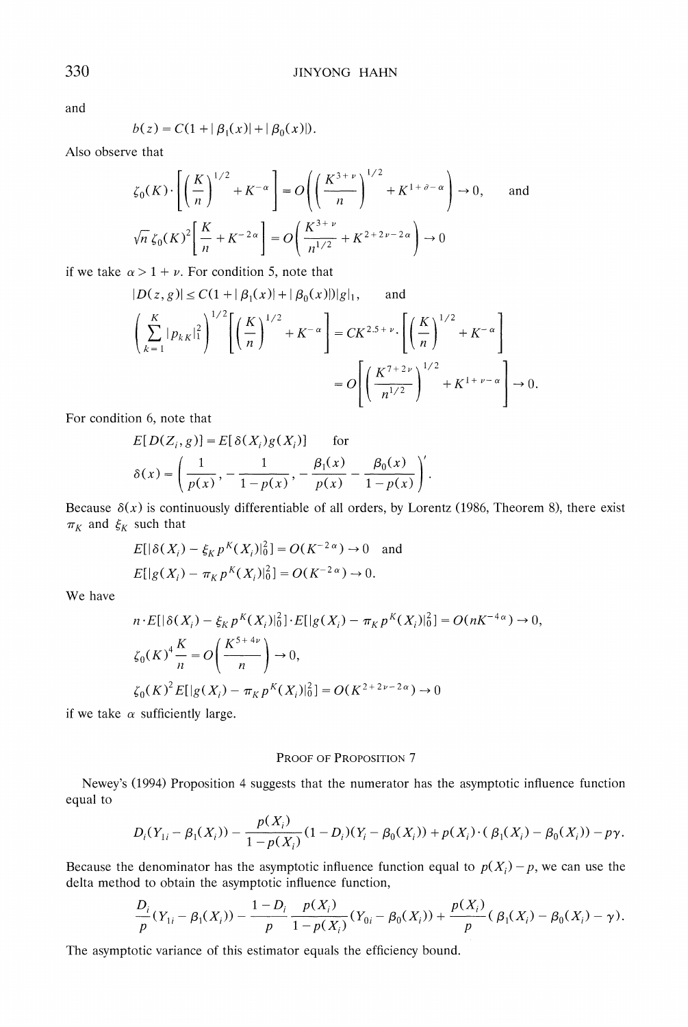and

$$b(z) = C(1 + |\beta_1(x)| + |\beta_0(x)|).$$

Also observe that

$$\zeta_0(K) \cdot \left[\left(\frac{K}{n}\right)^{1/2} + K^{-\alpha}\right] = O\left(\left(\frac{K^{3+\nu}}{n}\right)^{1/2} + K^{1+\vartheta-\alpha}\right) \to 0, \quad \text{and}$$

$$\sqrt{n}\,\zeta_0(K)^2\left[\frac{K}{n} + K^{-2\alpha}\right] = O\left(\frac{K^{3+\nu}}{n^{1/2}} + K^{2+2\nu-2\alpha}\right) \to 0$$

if we take $\alpha > 1 + \nu$. For condition 5, note that

$$|D(z,g)| \le C(1 + |\beta_1(x)| + |\beta_0(x)|)|g|_1, \quad \text{and}$$

$$\left(\sum_{k=1}^{K} |p_{kK}|_1^2\right)^{1/2}\left[\left(\frac{K}{n}\right)^{1/2} + K^{-\alpha}\right] = CK^{2.5+\nu} \cdot \left[\left(\frac{K}{n}\right)^{1/2} + K^{-\alpha}\right]$$

$$= O\left[\left(\frac{K^{7+2\nu}}{n^{1/2}}\right)^{1/2} + K^{1+\nu-\alpha}\right] \to 0.$$

For condition 6, note that

$$E[D(Z_i, g)] = E[\delta(X_i)g(X_i)] \quad \text{for}$$

$$\delta(x) = \left(\frac{1}{p(x)}, -\frac{1}{1-p(x)}, \frac{\beta_1(x)}{p(x)} - \frac{\beta_0(x)}{1-p(x)}\right)'.$$

Because $\delta(x)$ is continuously differentiable of all orders, by Lorentz (1986, Theorem 8), there exist $\pi_K$ and $\xi_K$ such that

$$E[|\delta(X_i) - \xi_K p^K(X_i)|_0^2] = O(K^{-2\alpha}) \to 0 \quad \text{and}$$

$$E[|g(X_i) - \pi_K p^K(X_i)|_0^2] = O(K^{-2\alpha}) \to 0.$$

We have

$$n \cdot E[|\delta(X_i) - \xi_K p^K(X_i)|_0^2] \cdot E[|g(X_i) - \pi_K p^K(X_i)|_0^2] = O(nK^{-4\alpha}) \to 0,$$

$$\zeta_0(K)^4 \frac{K}{n} = O\left(\frac{K^{5+4\nu}}{n}\right) \to 0,$$

$$\zeta_0(K)^2 E[|g(X_i) - \pi_K p^K(X_i)|_0^2] = O(K^{2+2\nu-2\alpha}) \to 0$$

if we take $\alpha$ sufficiently large.

## Proof of Proposition 7

Newey's (1994) Proposition 4 suggests that the numerator has the asymptotic influence function equal to

$$D_i(Y_{1i} - \beta_1(X_i)) - \frac{p(X_i)}{1-p(X_i)}(1-D_i)(Y_i - \beta_0(X_i)) + p(X_i) \cdot (\beta_1(X_i) - \beta_0(X_i)) - p\gamma.$$

Because the denominator has the asymptotic influence function equal to $p(X_i) - p$, we can use the delta method to obtain the asymptotic influence function,

$$\frac{D_i}{p}(Y_{1i} - \beta_1(X_i)) - \frac{1-D_i}{p}\frac{p(X_i)}{1-p(X_i)}(Y_{0i} - \beta_0(X_i)) + \frac{p(X_i)}{p}(\beta_1(X_i) - \beta_0(X_i) - \gamma).$$

The asymptotic variance of this estimator equals the efficiency bound.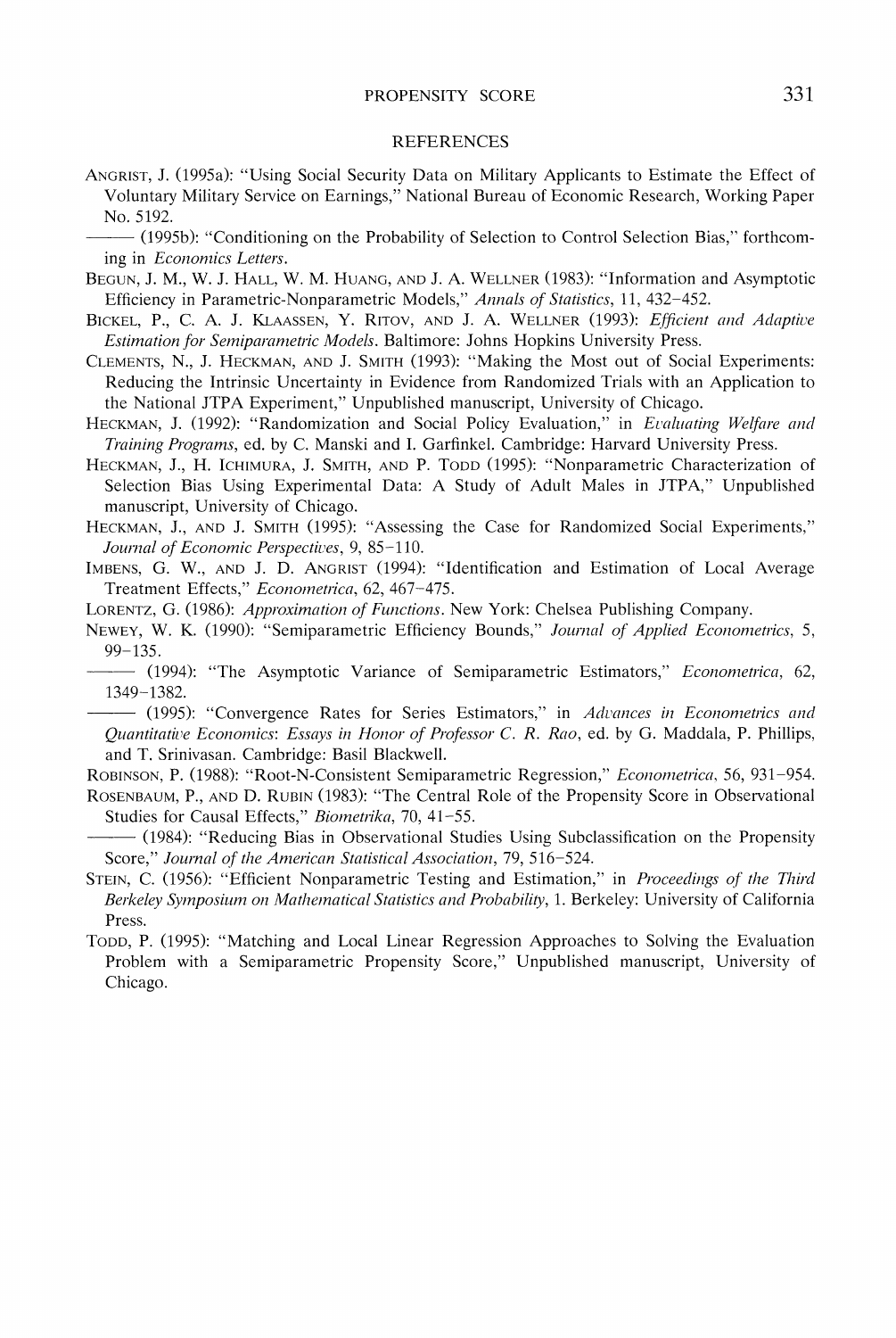## REFERENCES

ANGRIST, J. (1995a): "Using Social Security Data on Military Applicants to Estimate the Effect of Voluntary Military Service on Earnings," National Bureau of Economic Research, Working Paper No. 5192.

——— (1995b): "Conditioning on the Probability of Selection to Control Selection Bias," forthcoming in *Economics Letters*.

BEGUN, J. M., W. J. HALL, W. M. HUANG, AND J. A. WELLNER (1983): "Information and Asymptotic Efficiency in Parametric-Nonparametric Models," *Annals of Statistics*, 11, 432–452.

BICKEL, P., C. A. J. KLAASSEN, Y. RITOV, AND J. A. WELLNER (1993): *Efficient and Adaptive Estimation for Semiparametric Models*. Baltimore: Johns Hopkins University Press.

CLEMENTS, N., J. HECKMAN, AND J. SMITH (1993): "Making the Most out of Social Experiments: Reducing the Intrinsic Uncertainty in Evidence from Randomized Trials with an Application to the National JTPA Experiment," Unpublished manuscript, University of Chicago.

HECKMAN, J. (1992): "Randomization and Social Policy Evaluation," in *Evaluating Welfare and Training Programs*, ed. by C. Manski and I. Garfinkel. Cambridge: Harvard University Press.

HECKMAN, J., H. ICHIMURA, J. SMITH, AND P. TODD (1995): "Nonparametric Characterization of Selection Bias Using Experimental Data: A Study of Adult Males in JTPA," Unpublished manuscript, University of Chicago.

HECKMAN, J., AND J. SMITH (1995): "Assessing the Case for Randomized Social Experiments," *Journal of Economic Perspectives*, 9, 85–110.

IMBENS, G. W., AND J. D. ANGRIST (1994): "Identification and Estimation of Local Average Treatment Effects," *Econometrica*, 62, 467–475.

LORENTZ, G. (1986): *Approximation of Functions*. New York: Chelsea Publishing Company.

NEWEY, W. K. (1990): "Semiparametric Efficiency Bounds," *Journal of Applied Econometrics*, 5, 99–135.

——— (1994): "The Asymptotic Variance of Semiparametric Estimators," *Econometrica*, 62, 1349–1382.

——— (1995): "Convergence Rates for Series Estimators," in *Advances in Econometrics and Quantitative Economics: Essays in Honor of Professor C. R. Rao*, ed. by G. Maddala, P. Phillips, and T. Srinivasan. Cambridge: Basil Blackwell.

ROBINSON, P. (1988): "Root-N-Consistent Semiparametric Regression," *Econometrica*, 56, 931–954.

ROSENBAUM, P., AND D. RUBIN (1983): "The Central Role of the Propensity Score in Observational Studies for Causal Effects," *Biometrika*, 70, 41–55.

——— (1984): "Reducing Bias in Observational Studies Using Subclassification on the Propensity Score," *Journal of the American Statistical Association*, 79, 516–524.

STEIN, C. (1956): "Efficient Nonparametric Testing and Estimation," in *Proceedings of the Third Berkeley Symposium on Mathematical Statistics and Probability*, 1. Berkeley: University of California Press.

TODD, P. (1995): "Matching and Local Linear Regression Approaches to Solving the Evaluation Problem with a Semiparametric Propensity Score," Unpublished manuscript, University of Chicago.